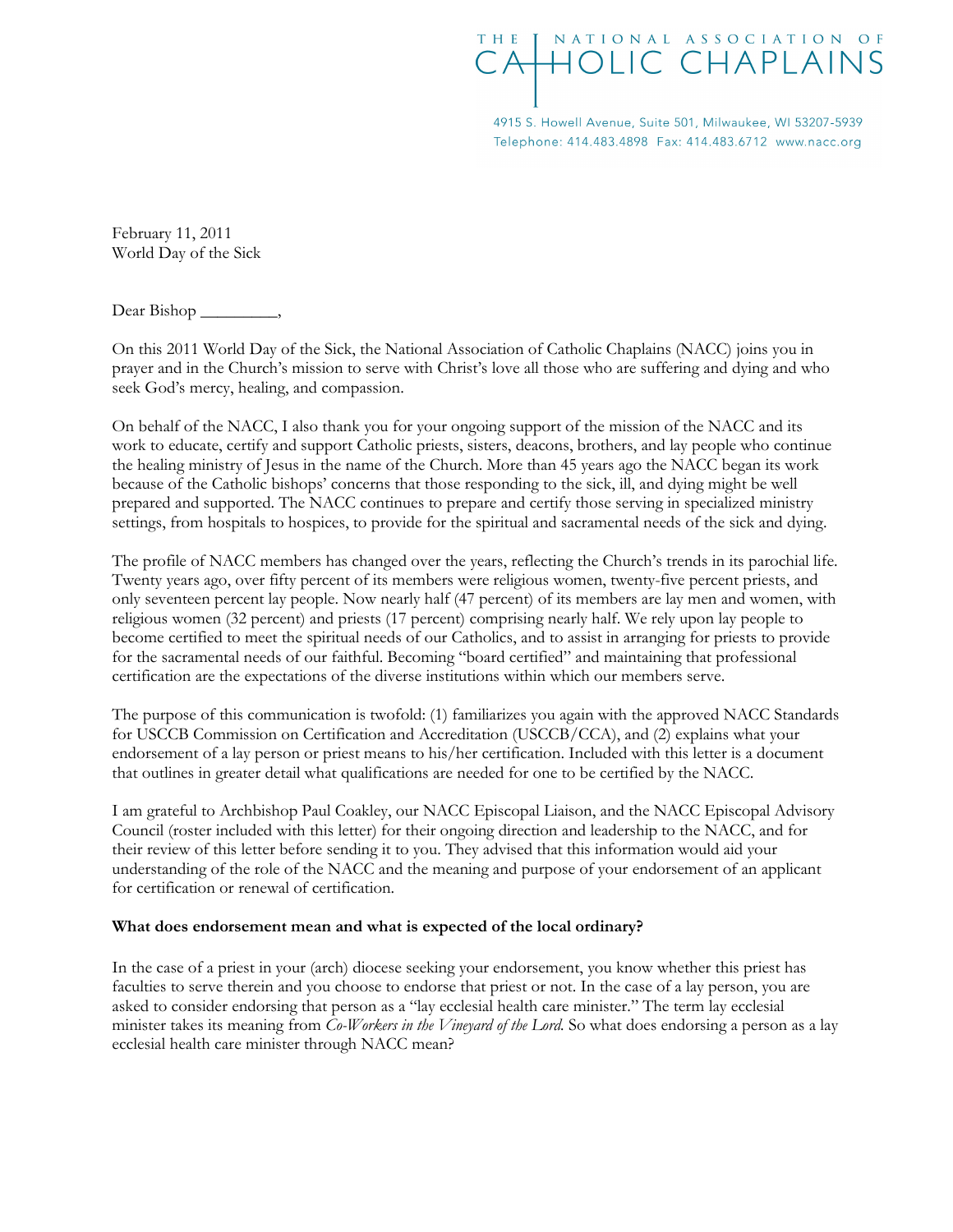THE NATIONAL ASSOCIATION OF CATHOLIC CHAPLAINS

4915 S. Howell Avenue, Suite 501, Milwaukee, WI 53207-5939
Telephone: 414.483.4898 Fax: 414.483.6712 www.nacc.org

February 11, 2011
World Day of the Sick

Dear Bishop _________,

On this 2011 World Day of the Sick, the National Association of Catholic Chaplains (NACC) joins you in prayer and in the Church's mission to serve with Christ's love all those who are suffering and dying and who seek God's mercy, healing, and compassion.

On behalf of the NACC, I also thank you for your ongoing support of the mission of the NACC and its work to educate, certify and support Catholic priests, sisters, deacons, brothers, and lay people who continue the healing ministry of Jesus in the name of the Church. More than 45 years ago the NACC began its work because of the Catholic bishops' concerns that those responding to the sick, ill, and dying might be well prepared and supported. The NACC continues to prepare and certify those serving in specialized ministry settings, from hospitals to hospices, to provide for the spiritual and sacramental needs of the sick and dying.

The profile of NACC members has changed over the years, reflecting the Church's trends in its parochial life. Twenty years ago, over fifty percent of its members were religious women, twenty-five percent priests, and only seventeen percent lay people. Now nearly half (47 percent) of its members are lay men and women, with religious women (32 percent) and priests (17 percent) comprising nearly half. We rely upon lay people to become certified to meet the spiritual needs of our Catholics, and to assist in arranging for priests to provide for the sacramental needs of our faithful. Becoming "board certified" and maintaining that professional certification are the expectations of the diverse institutions within which our members serve.

The purpose of this communication is twofold: (1) familiarizes you again with the approved NACC Standards for USCCB Commission on Certification and Accreditation (USCCB/CCA), and (2) explains what your endorsement of a lay person or priest means to his/her certification. Included with this letter is a document that outlines in greater detail what qualifications are needed for one to be certified by the NACC.

I am grateful to Archbishop Paul Coakley, our NACC Episcopal Liaison, and the NACC Episcopal Advisory Council (roster included with this letter) for their ongoing direction and leadership to the NACC, and for their review of this letter before sending it to you. They advised that this information would aid your understanding of the role of the NACC and the meaning and purpose of your endorsement of an applicant for certification or renewal of certification.

**What does endorsement mean and what is expected of the local ordinary?**

In the case of a priest in your (arch) diocese seeking your endorsement, you know whether this priest has faculties to serve therein and you choose to endorse that priest or not. In the case of a lay person, you are asked to consider endorsing that person as a "lay ecclesial health care minister." The term lay ecclesial minister takes its meaning from *Co-Workers in the Vineyard of the Lord*. So what does endorsing a person as a lay ecclesial health care minister through NACC mean?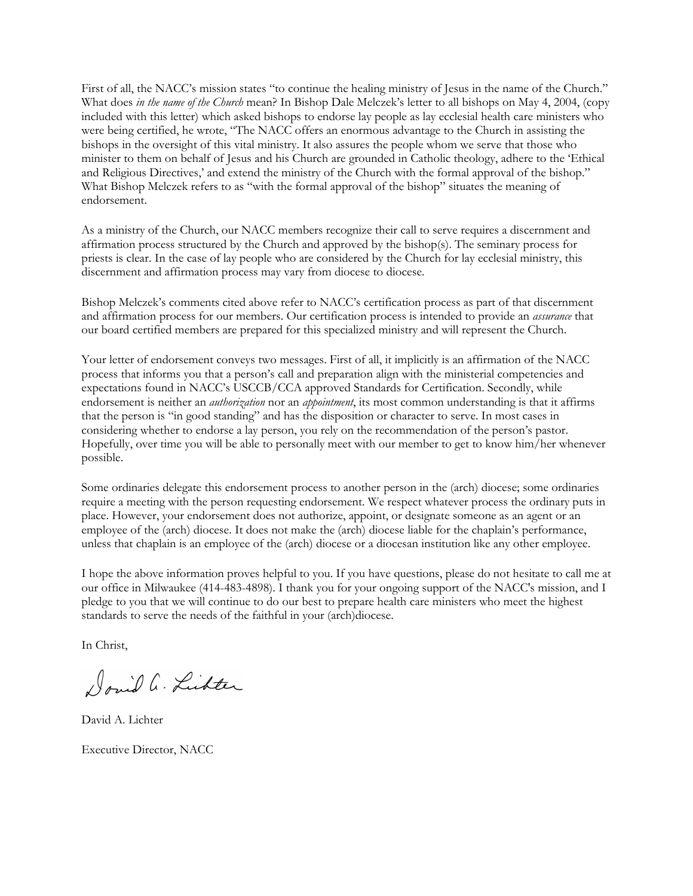First of all, the NACC's mission states "to continue the healing ministry of Jesus in the name of the Church." What does *in the name of the Church* mean? In Bishop Dale Melczek's letter to all bishops on May 4, 2004, (copy included with this letter) which asked bishops to endorse lay people as lay ecclesial health care ministers who were being certified, he wrote, "The NACC offers an enormous advantage to the Church in assisting the bishops in the oversight of this vital ministry. It also assures the people whom we serve that those who minister to them on behalf of Jesus and his Church are grounded in Catholic theology, adhere to the 'Ethical and Religious Directives,' and extend the ministry of the Church with the formal approval of the bishop." What Bishop Melczek refers to as "with the formal approval of the bishop" situates the meaning of endorsement.

As a ministry of the Church, our NACC members recognize their call to serve requires a discernment and affirmation process structured by the Church and approved by the bishop(s). The seminary process for priests is clear. In the case of lay people who are considered by the Church for lay ecclesial ministry, this discernment and affirmation process may vary from diocese to diocese.

Bishop Melczek's comments cited above refer to NACC's certification process as part of that discernment and affirmation process for our members. Our certification process is intended to provide an *assurance* that our board certified members are prepared for this specialized ministry and will represent the Church.

Your letter of endorsement conveys two messages. First of all, it implicitly is an affirmation of the NACC process that informs you that a person's call and preparation align with the ministerial competencies and expectations found in NACC's USCCB/CCA approved Standards for Certification. Secondly, while endorsement is neither an *authorization* nor an *appointment*, its most common understanding is that it affirms that the person is "in good standing" and has the disposition or character to serve. In most cases in considering whether to endorse a lay person, you rely on the recommendation of the person's pastor. Hopefully, over time you will be able to personally meet with our member to get to know him/her whenever possible.

Some ordinaries delegate this endorsement process to another person in the (arch) diocese; some ordinaries require a meeting with the person requesting endorsement. We respect whatever process the ordinary puts in place. However, your endorsement does not authorize, appoint, or designate someone as an agent or an employee of the (arch) diocese. It does not make the (arch) diocese liable for the chaplain's performance, unless that chaplain is an employee of the (arch) diocese or a diocesan institution like any other employee.

I hope the above information proves helpful to you. If you have questions, please do not hesitate to call me at our office in Milwaukee (414-483-4898). I thank you for your ongoing support of the NACC's mission, and I pledge to you that we will continue to do our best to prepare health care ministers who meet the highest standards to serve the needs of the faithful in your (arch)diocese.

In Christ,

David A. Lichter

David A. Lichter

Executive Director, NACC